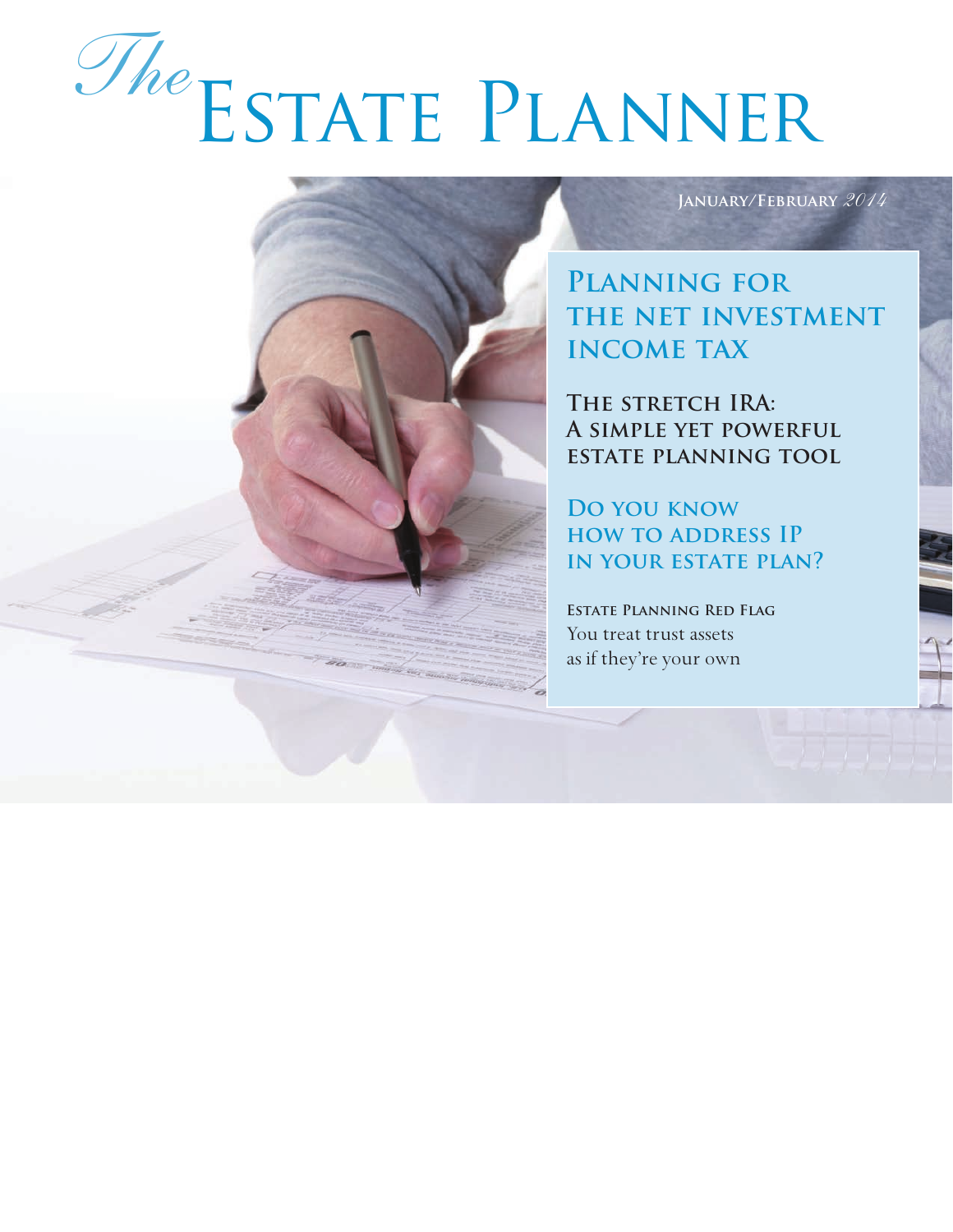# *The* Estate Planner

**January/February** *2014*

## Planning for the net investment income tax

### The stretch IRA: A simple yet powerful estate planning tool

### Do you know how to address IP in your estate plan?

**Estate Planning Red Flag**
You treat trust assets as if they're your own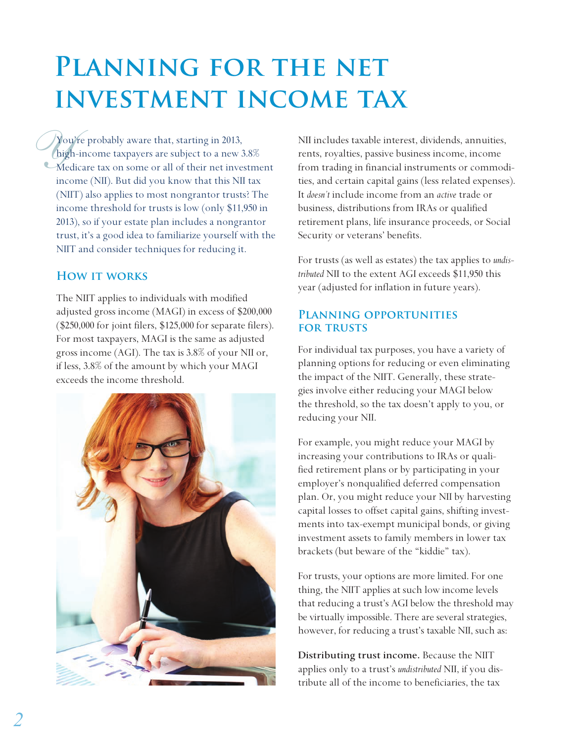# Planning for the net investment income tax

You're probably aware that, starting in 2013, high-income taxpayers are subject to a new 3.8% Medicare tax on some or all of their net investment income (NII). But did you know that this NII tax (NIIT) also applies to most nongrantor trusts? The income threshold for trusts is low (only $11,950 in 2013), so if your estate plan includes a nongrantor trust, it's a good idea to familiarize yourself with the NIIT and consider techniques for reducing it.

## How it works

The NIIT applies to individuals with modified adjusted gross income (MAGI) in excess of $200,000 ($250,000 for joint filers, $125,000 for separate filers). For most taxpayers, MAGI is the same as adjusted gross income (AGI). The tax is 3.8% of your NII or, if less, 3.8% of the amount by which your MAGI exceeds the income threshold.

NII includes taxable interest, dividends, annuities, rents, royalties, passive business income, income from trading in financial instruments or commodities, and certain capital gains (less related expenses). It *doesn't* include income from an *active* trade or business, distributions from IRAs or qualified retirement plans, life insurance proceeds, or Social Security or veterans' benefits.

For trusts (as well as estates) the tax applies to *undistributed* NII to the extent AGI exceeds $11,950 this year (adjusted for inflation in future years).

## Planning opportunities for trusts

For individual tax purposes, you have a variety of planning options for reducing or even eliminating the impact of the NIIT. Generally, these strategies involve either reducing your MAGI below the threshold, so the tax doesn't apply to you, or reducing your NII.

For example, you might reduce your MAGI by increasing your contributions to IRAs or qualified retirement plans or by participating in your employer's nonqualified deferred compensation plan. Or, you might reduce your NII by harvesting capital losses to offset capital gains, shifting investments into tax-exempt municipal bonds, or giving investment assets to family members in lower tax brackets (but beware of the "kiddie" tax).

For trusts, your options are more limited. For one thing, the NIIT applies at such low income levels that reducing a trust's AGI below the threshold may be virtually impossible. There are several strategies, however, for reducing a trust's taxable NII, such as:

**Distributing trust income.** Because the NIIT applies only to a trust's *undistributed* NII, if you distribute all of the income to beneficiaries, the tax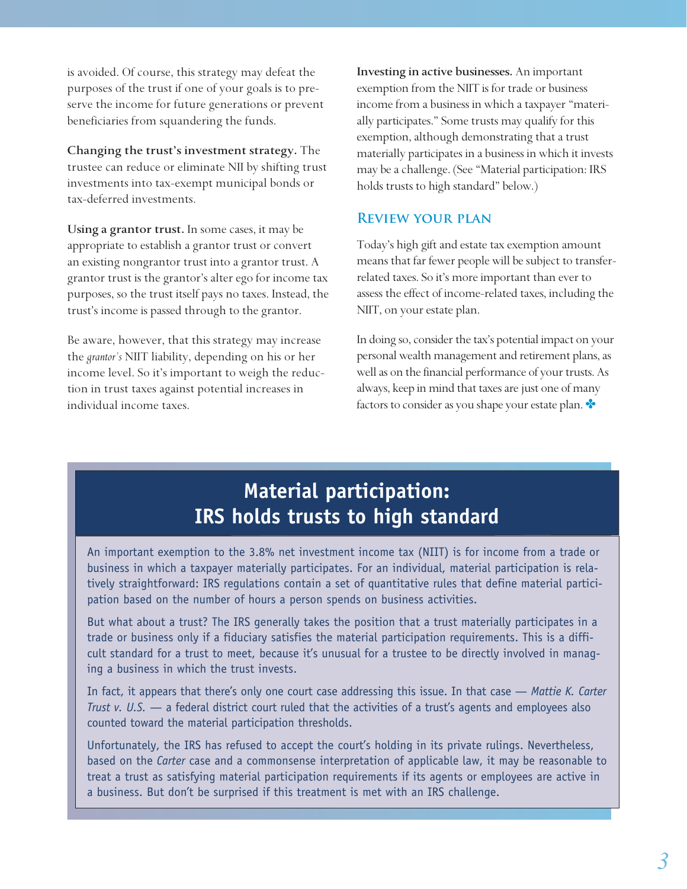is avoided. Of course, this strategy may defeat the purposes of the trust if one of your goals is to preserve the income for future generations or prevent beneficiaries from squandering the funds.

**Changing the trust's investment strategy.** The trustee can reduce or eliminate NII by shifting trust investments into tax-exempt municipal bonds or tax-deferred investments.

**Using a grantor trust.** In some cases, it may be appropriate to establish a grantor trust or convert an existing nongrantor trust into a grantor trust. A grantor trust is the grantor's alter ego for income tax purposes, so the trust itself pays no taxes. Instead, the trust's income is passed through to the grantor.

Be aware, however, that this strategy may increase the *grantor's* NIIT liability, depending on his or her income level. So it's important to weigh the reduction in trust taxes against potential increases in individual income taxes.

**Investing in active businesses.** An important exemption from the NIIT is for trade or business income from a business in which a taxpayer "materially participates." Some trusts may qualify for this exemption, although demonstrating that a trust materially participates in a business in which it invests may be a challenge. (See "Material participation: IRS holds trusts to high standard" below.)

## Review your plan

Today's high gift and estate tax exemption amount means that far fewer people will be subject to transfer-related taxes. So it's more important than ever to assess the effect of income-related taxes, including the NIIT, on your estate plan.

In doing so, consider the tax's potential impact on your personal wealth management and retirement plans, as well as on the financial performance of your trusts. As always, keep in mind that taxes are just one of many factors to consider as you shape your estate plan. ✤

## Material participation: IRS holds trusts to high standard

An important exemption to the 3.8% net investment income tax (NIIT) is for income from a trade or business in which a taxpayer materially participates. For an individual, material participation is relatively straightforward: IRS regulations contain a set of quantitative rules that define material participation based on the number of hours a person spends on business activities.

But what about a trust? The IRS generally takes the position that a trust materially participates in a trade or business only if a fiduciary satisfies the material participation requirements. This is a difficult standard for a trust to meet, because it's unusual for a trustee to be directly involved in managing a business in which the trust invests.

In fact, it appears that there's only one court case addressing this issue. In that case — *Mattie K. Carter Trust v. U.S.* — a federal district court ruled that the activities of a trust's agents and employees also counted toward the material participation thresholds.

Unfortunately, the IRS has refused to accept the court's holding in its private rulings. Nevertheless, based on the *Carter* case and a commonsense interpretation of applicable law, it may be reasonable to treat a trust as satisfying material participation requirements if its agents or employees are active in a business. But don't be surprised if this treatment is met with an IRS challenge.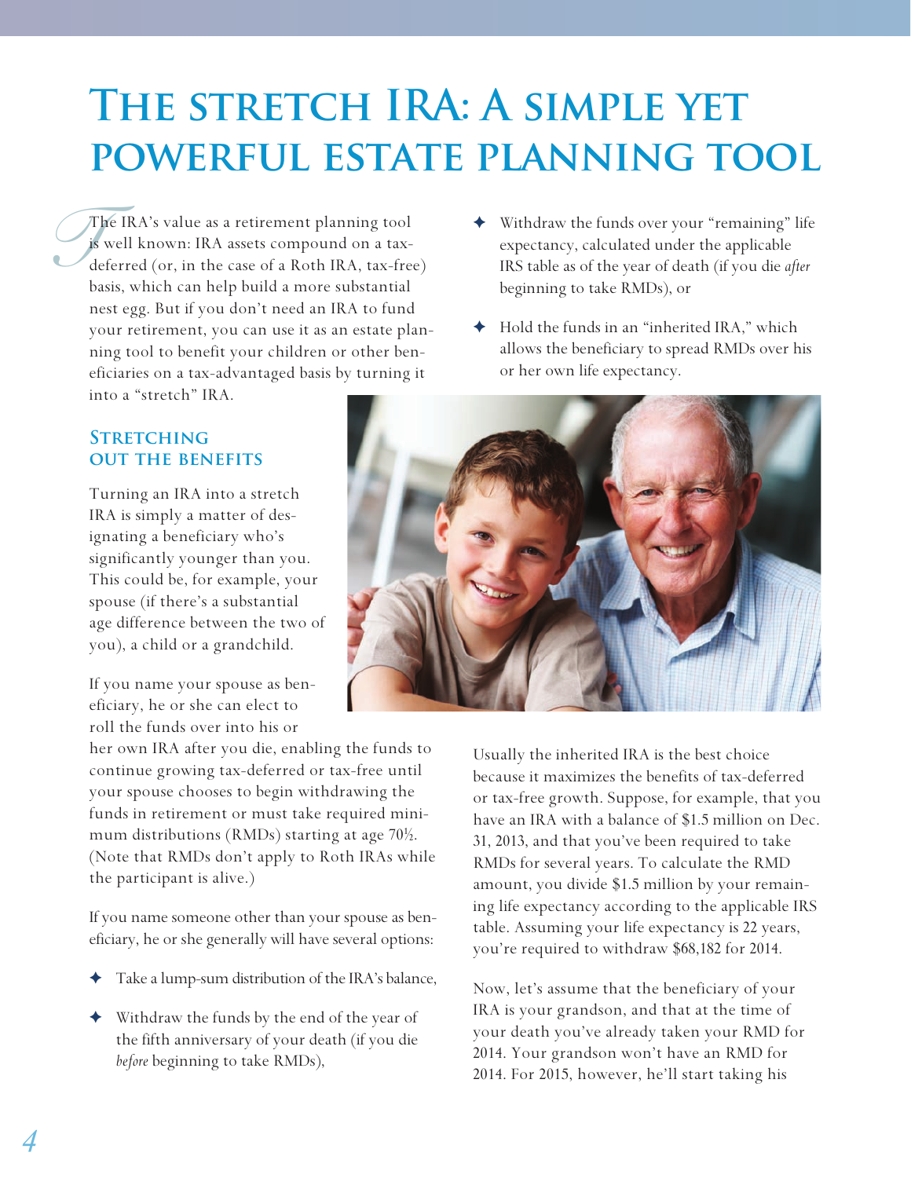# The stretch IRA: A simple yet powerful estate planning tool

The IRA's value as a retirement planning tool is well known: IRA assets compound on a tax-deferred (or, in the case of a Roth IRA, tax-free) basis, which can help build a more substantial nest egg. But if you don't need an IRA to fund your retirement, you can use it as an estate planning tool to benefit your children or other beneficiaries on a tax-advantaged basis by turning it into a "stretch" IRA.

## Stretching out the benefits

Turning an IRA into a stretch IRA is simply a matter of designating a beneficiary who's significantly younger than you. This could be, for example, your spouse (if there's a substantial age difference between the two of you), a child or a grandchild.

If you name your spouse as beneficiary, he or she can elect to roll the funds over into his or her own IRA after you die, enabling the funds to continue growing tax-deferred or tax-free until your spouse chooses to begin withdrawing the funds in retirement or must take required minimum distributions (RMDs) starting at age 70½. (Note that RMDs don't apply to Roth IRAs while the participant is alive.)

If you name someone other than your spouse as beneficiary, he or she generally will have several options:

- Take a lump-sum distribution of the IRA's balance,
- Withdraw the funds by the end of the year of the fifth anniversary of your death (if you die *before* beginning to take RMDs),
- Withdraw the funds over your "remaining" life expectancy, calculated under the applicable IRS table as of the year of death (if you die *after* beginning to take RMDs), or
- Hold the funds in an "inherited IRA," which allows the beneficiary to spread RMDs over his or her own life expectancy.

Usually the inherited IRA is the best choice because it maximizes the benefits of tax-deferred or tax-free growth. Suppose, for example, that you have an IRA with a balance of $1.5 million on Dec. 31, 2013, and that you've been required to take RMDs for several years. To calculate the RMD amount, you divide $1.5 million by your remaining life expectancy according to the applicable IRS table. Assuming your life expectancy is 22 years, you're required to withdraw $68,182 for 2014.

Now, let's assume that the beneficiary of your IRA is your grandson, and that at the time of your death you've already taken your RMD for 2014. Your grandson won't have an RMD for 2014. For 2015, however, he'll start taking his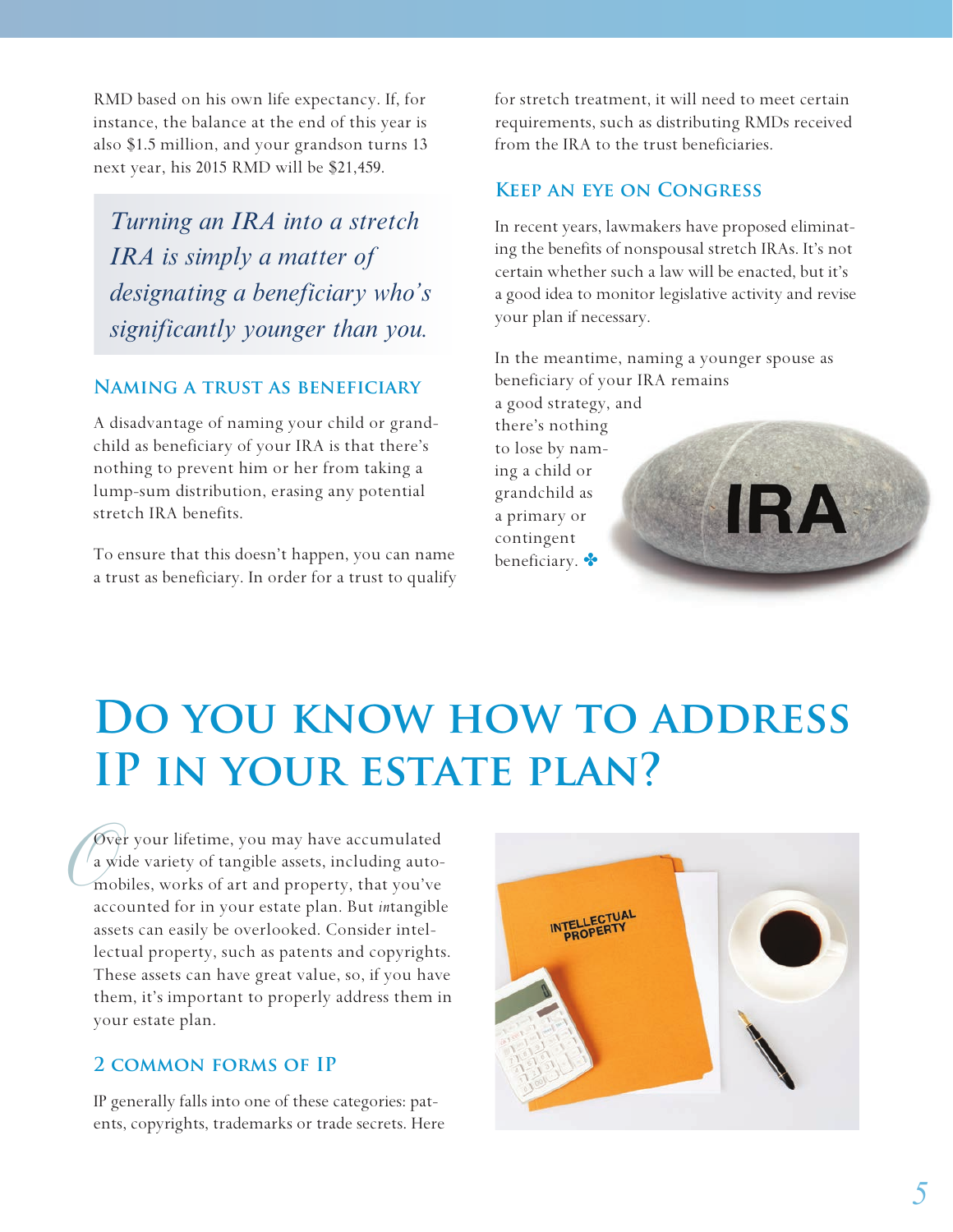RMD based on his own life expectancy. If, for instance, the balance at the end of this year is also $1.5 million, and your grandson turns 13 next year, his 2015 RMD will be $21,459.

*Turning an IRA into a stretch IRA is simply a matter of designating a beneficiary who's significantly younger than you.*

### Naming a trust as beneficiary

A disadvantage of naming your child or grandchild as beneficiary of your IRA is that there's nothing to prevent him or her from taking a lump-sum distribution, erasing any potential stretch IRA benefits.

To ensure that this doesn't happen, you can name a trust as beneficiary. In order for a trust to qualify for stretch treatment, it will need to meet certain requirements, such as distributing RMDs received from the IRA to the trust beneficiaries.

### Keep an eye on Congress

In recent years, lawmakers have proposed eliminating the benefits of nonspousal stretch IRAs. It's not certain whether such a law will be enacted, but it's a good idea to monitor legislative activity and revise your plan if necessary.

In the meantime, naming a younger spouse as beneficiary of your IRA remains a good strategy, and there's nothing to lose by naming a child or grandchild as a primary or contingent beneficiary. ✤

# Do you know how to address IP in your estate plan?

Over your lifetime, you may have accumulated a wide variety of tangible assets, including automobiles, works of art and property, that you've accounted for in your estate plan. But *in*tangible assets can easily be overlooked. Consider intellectual property, such as patents and copyrights. These assets can have great value, so, if you have them, it's important to properly address them in your estate plan.

### 2 common forms of IP

IP generally falls into one of these categories: patents, copyrights, trademarks or trade secrets. Here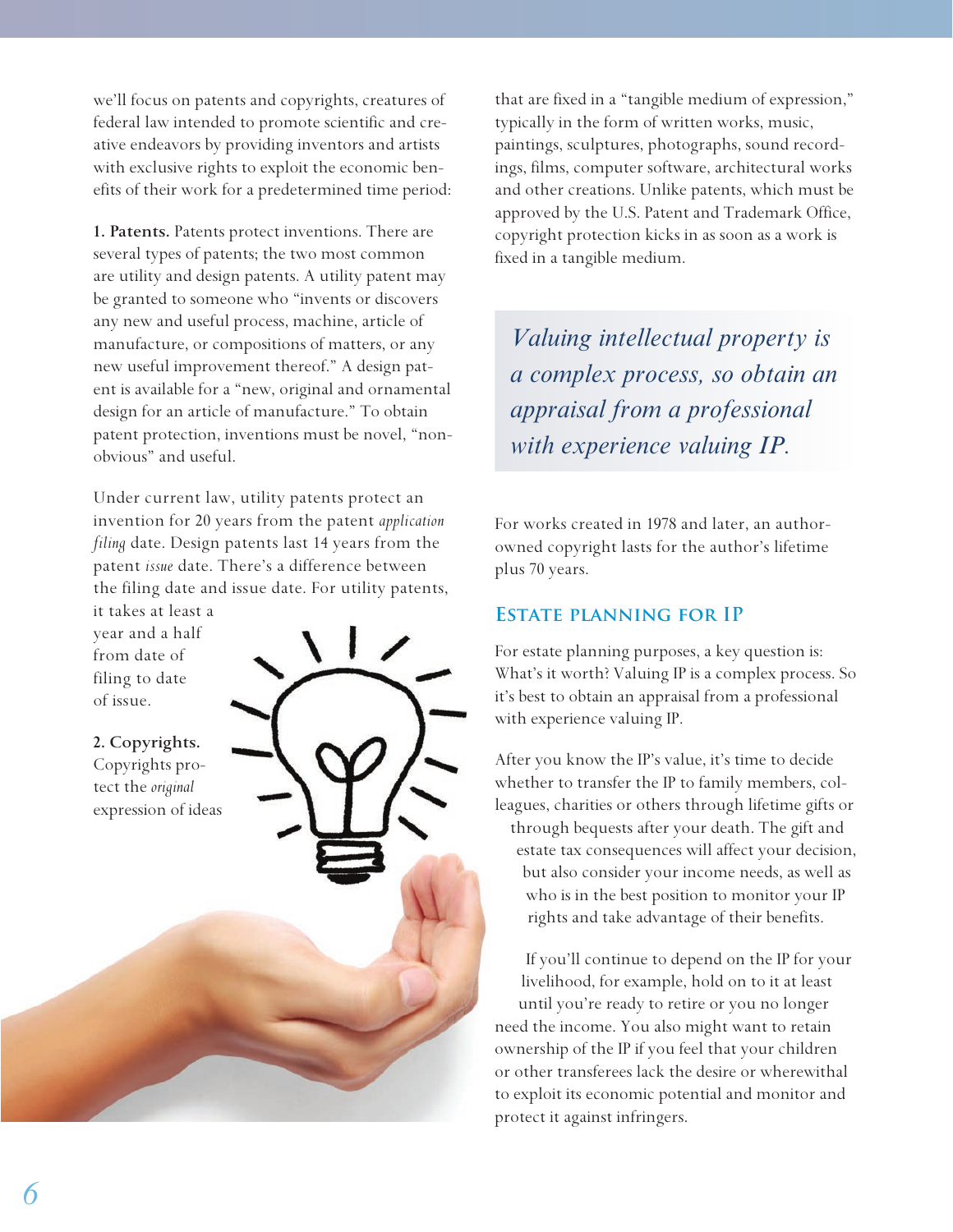we'll focus on patents and copyrights, creatures of federal law intended to promote scientific and creative endeavors by providing inventors and artists with exclusive rights to exploit the economic benefits of their work for a predetermined time period:

**1. Patents.** Patents protect inventions. There are several types of patents; the two most common are utility and design patents. A utility patent may be granted to someone who "invents or discovers any new and useful process, machine, article of manufacture, or compositions of matters, or any new useful improvement thereof." A design patent is available for a "new, original and ornamental design for an article of manufacture." To obtain patent protection, inventions must be novel, "nonobvious" and useful.

Under current law, utility patents protect an invention for 20 years from the patent *application filing* date. Design patents last 14 years from the patent *issue* date. There's a difference between the filing date and issue date. For utility patents, it takes at least a year and a half from date of filing to date of issue.

**2. Copyrights.** Copyrights protect the *original* expression of ideas that are fixed in a "tangible medium of expression," typically in the form of written works, music, paintings, sculptures, photographs, sound recordings, films, computer software, architectural works and other creations. Unlike patents, which must be approved by the U.S. Patent and Trademark Office, copyright protection kicks in as soon as a work is fixed in a tangible medium.

*Valuing intellectual property is a complex process, so obtain an appraisal from a professional with experience valuing IP.*

For works created in 1978 and later, an author-owned copyright lasts for the author's lifetime plus 70 years.

## Estate planning for IP

For estate planning purposes, a key question is: What's it worth? Valuing IP is a complex process. So it's best to obtain an appraisal from a professional with experience valuing IP.

After you know the IP's value, it's time to decide whether to transfer the IP to family members, colleagues, charities or others through lifetime gifts or through bequests after your death. The gift and estate tax consequences will affect your decision, but also consider your income needs, as well as who is in the best position to monitor your IP rights and take advantage of their benefits.

If you'll continue to depend on the IP for your livelihood, for example, hold on to it at least until you're ready to retire or you no longer need the income. You also might want to retain ownership of the IP if you feel that your children or other transferees lack the desire or wherewithal to exploit its economic potential and monitor and protect it against infringers.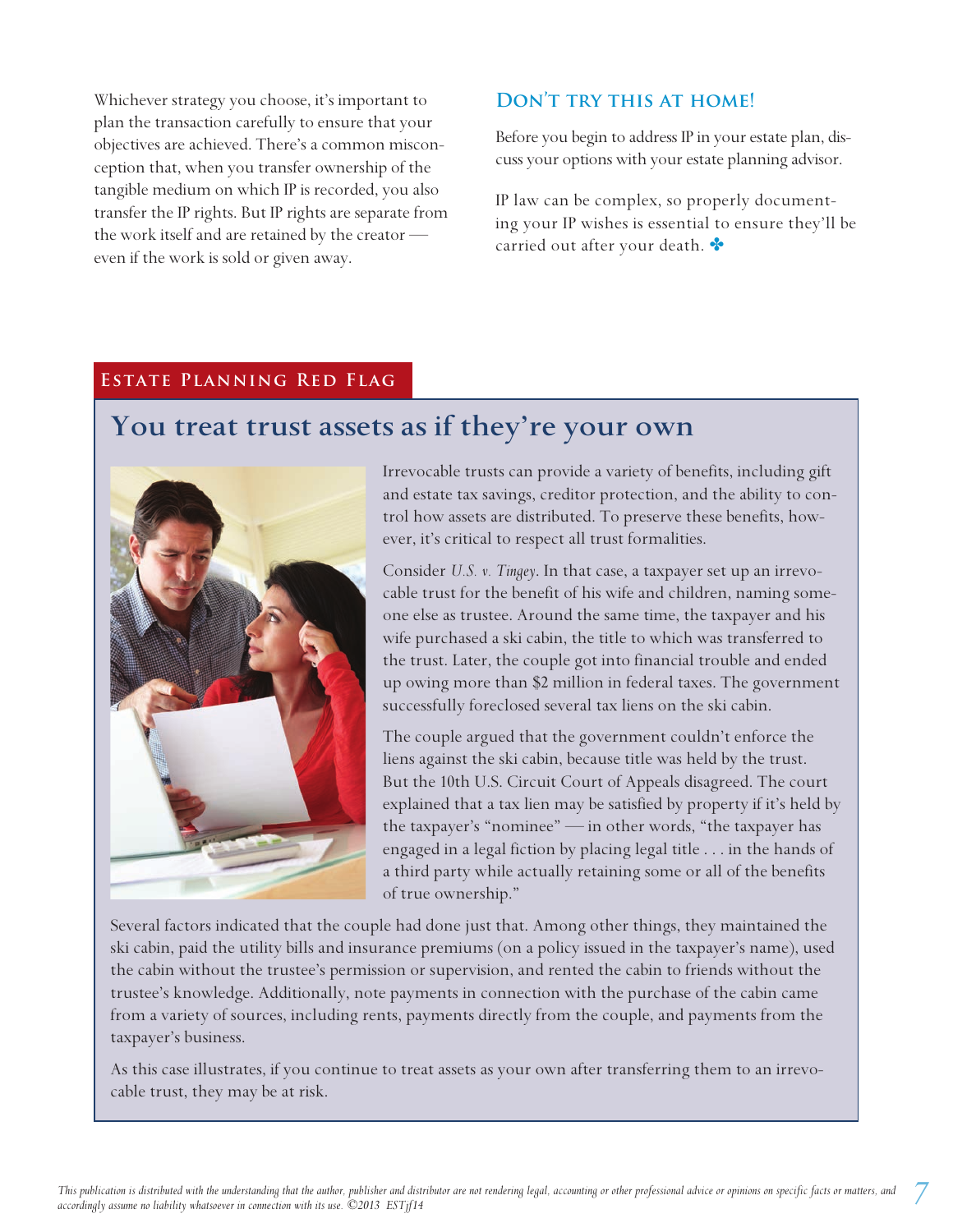Whichever strategy you choose, it's important to plan the transaction carefully to ensure that your objectives are achieved. There's a common misconception that, when you transfer ownership of the tangible medium on which IP is recorded, you also transfer the IP rights. But IP rights are separate from the work itself and are retained by the creator — even if the work is sold or given away.

### Don't try this at home!

Before you begin to address IP in your estate plan, discuss your options with your estate planning advisor.

IP law can be complex, so properly documenting your IP wishes is essential to ensure they'll be carried out after your death. ✤

**Estate Planning Red Flag**

## You treat trust assets as if they're your own

Irrevocable trusts can provide a variety of benefits, including gift and estate tax savings, creditor protection, and the ability to control how assets are distributed. To preserve these benefits, however, it's critical to respect all trust formalities.

Consider *U.S. v. Tingey*. In that case, a taxpayer set up an irrevocable trust for the benefit of his wife and children, naming someone else as trustee. Around the same time, the taxpayer and his wife purchased a ski cabin, the title to which was transferred to the trust. Later, the couple got into financial trouble and ended up owing more than $2 million in federal taxes. The government successfully foreclosed several tax liens on the ski cabin.

The couple argued that the government couldn't enforce the liens against the ski cabin, because title was held by the trust. But the 10th U.S. Circuit Court of Appeals disagreed. The court explained that a tax lien may be satisfied by property if it's held by the taxpayer's "nominee" — in other words, "the taxpayer has engaged in a legal fiction by placing legal title . . . in the hands of a third party while actually retaining some or all of the benefits of true ownership."

Several factors indicated that the couple had done just that. Among other things, they maintained the ski cabin, paid the utility bills and insurance premiums (on a policy issued in the taxpayer's name), used the cabin without the trustee's permission or supervision, and rented the cabin to friends without the trustee's knowledge. Additionally, note payments in connection with the purchase of the cabin came from a variety of sources, including rents, payments directly from the couple, and payments from the taxpayer's business.

As this case illustrates, if you continue to treat assets as your own after transferring them to an irrevocable trust, they may be at risk.

*This publication is distributed with the understanding that the author, publisher and distributor are not rendering legal, accounting or other professional advice or opinions on specific facts or matters, and accordingly assume no liability whatsoever in connection with its use. ©2013 ESTjf14*